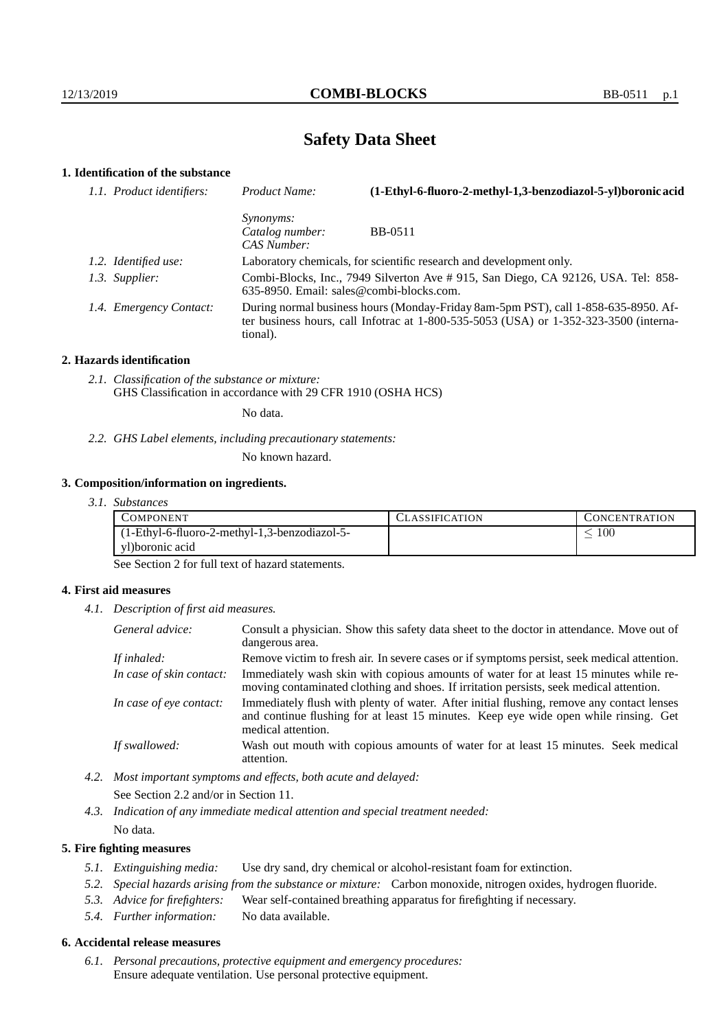# Safety Data Sheet

## 1. Identification of the substance

| | | |
|---|---|---|
| *1.1. Product identifiers:* | *Product Name:* | **(1-Ethyl-6-fluoro-2-methyl-1,3-benzodiazol-5-yl)boronic acid** |
| | *Synonyms:* | |
| | *Catalog number:* | BB-0511 |
| | *CAS Number:* | |
| *1.2. Identified use:* | Laboratory chemicals, for scientific research and development only. | |
| *1.3. Supplier:* | Combi-Blocks, Inc., 7949 Silverton Ave # 915, San Diego, CA 92126, USA. Tel: 858-635-8950. Email: sales@combi-blocks.com. | |
| *1.4. Emergency Contact:* | During normal business hours (Monday-Friday 8am-5pm PST), call 1-858-635-8950. After business hours, call Infotrac at 1-800-535-5053 (USA) or 1-352-323-3500 (international). | |

## 2. Hazards identification

*2.1. Classification of the substance or mixture:*
GHS Classification in accordance with 29 CFR 1910 (OSHA HCS)

No data.

*2.2. GHS Label elements, including precautionary statements:*

No known hazard.

## 3. Composition/information on ingredients.

*3.1. Substances*

| COMPONENT | CLASSIFICATION | CONCENTRATION |
|---|---|---|
| (1-Ethyl-6-fluoro-2-methyl-1,3-benzodiazol-5-yl)boronic acid | | $\leq 100$ |

See Section 2 for full text of hazard statements.

## 4. First aid measures

*4.1. Description of first aid measures.*

| | |
|---|---|
| *General advice:* | Consult a physician. Show this safety data sheet to the doctor in attendance. Move out of dangerous area. |
| *If inhaled:* | Remove victim to fresh air. In severe cases or if symptoms persist, seek medical attention. |
| *In case of skin contact:* | Immediately wash skin with copious amounts of water for at least 15 minutes while removing contaminated clothing and shoes. If irritation persists, seek medical attention. |
| *In case of eye contact:* | Immediately flush with plenty of water. After initial flushing, remove any contact lenses and continue flushing for at least 15 minutes. Keep eye wide open while rinsing. Get medical attention. |
| *If swallowed:* | Wash out mouth with copious amounts of water for at least 15 minutes. Seek medical attention. |

*4.2. Most important symptoms and effects, both acute and delayed:*

See Section 2.2 and/or in Section 11.

*4.3. Indication of any immediate medical attention and special treatment needed:*

No data.

## 5. Fire fighting measures

*5.1. Extinguishing media:* Use dry sand, dry chemical or alcohol-resistant foam for extinction.

*5.2. Special hazards arising from the substance or mixture:* Carbon monoxide, nitrogen oxides, hydrogen fluoride.

*5.3. Advice for firefighters:* Wear self-contained breathing apparatus for firefighting if necessary.

*5.4. Further information:* No data available.

## 6. Accidental release measures

*6.1. Personal precautions, protective equipment and emergency procedures:*
Ensure adequate ventilation. Use personal protective equipment.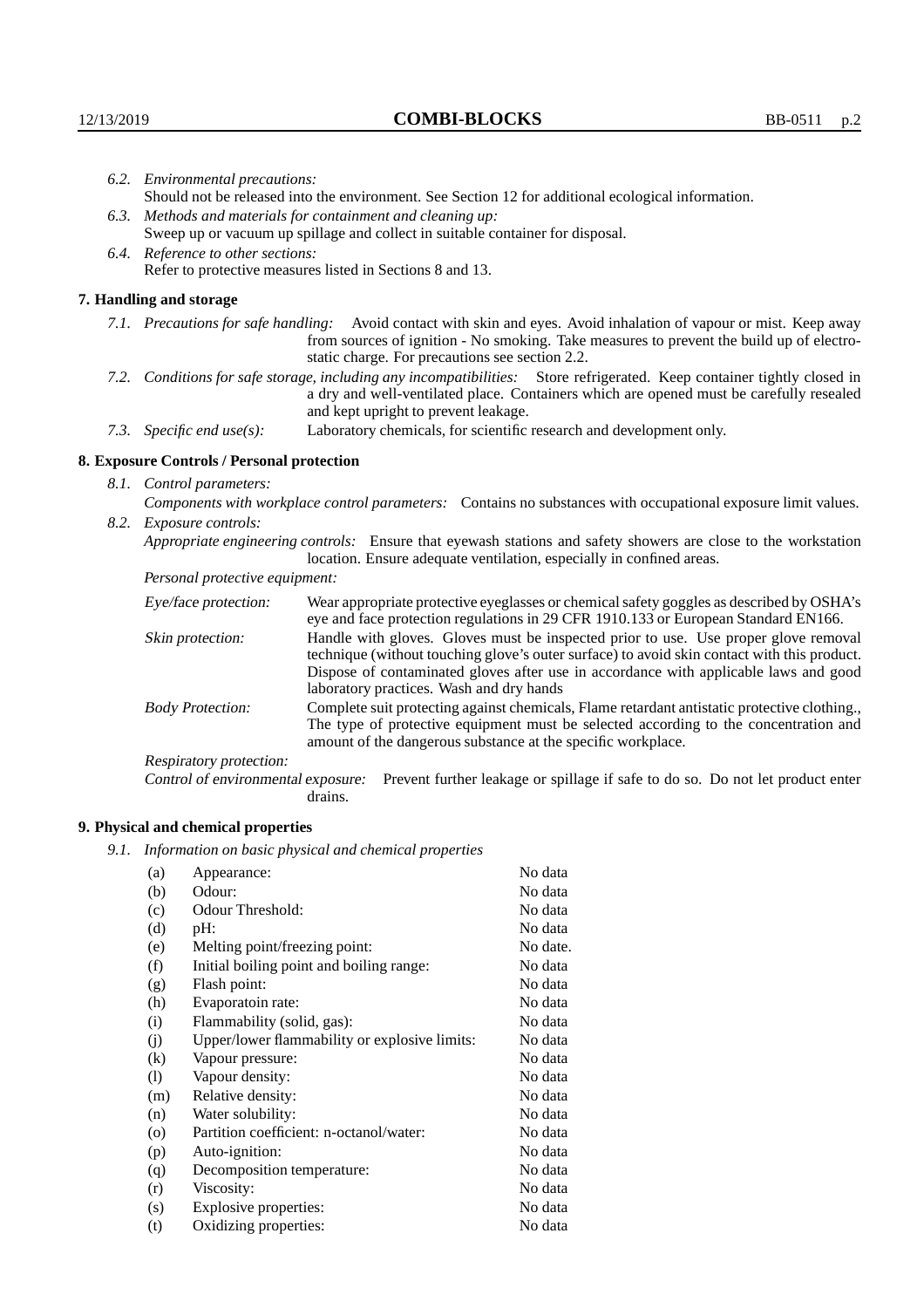*6.2. Environmental precautions:*
Should not be released into the environment. See Section 12 for additional ecological information.

*6.3. Methods and materials for containment and cleaning up:*
Sweep up or vacuum up spillage and collect in suitable container for disposal.

*6.4. Reference to other sections:*
Refer to protective measures listed in Sections 8 and 13.

## 7. Handling and storage

*7.1. Precautions for safe handling:* Avoid contact with skin and eyes. Avoid inhalation of vapour or mist. Keep away from sources of ignition - No smoking. Take measures to prevent the build up of electrostatic charge. For precautions see section 2.2.

*7.2. Conditions for safe storage, including any incompatibilities:* Store refrigerated. Keep container tightly closed in a dry and well-ventilated place. Containers which are opened must be carefully resealed and kept upright to prevent leakage.

*7.3. Specific end use(s):* Laboratory chemicals, for scientific research and development only.

## 8. Exposure Controls / Personal protection

*8.1. Control parameters:*
*Components with workplace control parameters:* Contains no substances with occupational exposure limit values.

*8.2. Exposure controls:*
*Appropriate engineering controls:* Ensure that eyewash stations and safety showers are close to the workstation location. Ensure adequate ventilation, especially in confined areas.

*Personal protective equipment:*

*Eye/face protection:* Wear appropriate protective eyeglasses or chemical safety goggles as described by OSHA's eye and face protection regulations in 29 CFR 1910.133 or European Standard EN166.

*Skin protection:* Handle with gloves. Gloves must be inspected prior to use. Use proper glove removal technique (without touching glove's outer surface) to avoid skin contact with this product. Dispose of contaminated gloves after use in accordance with applicable laws and good laboratory practices. Wash and dry hands

*Body Protection:* Complete suit protecting against chemicals, Flame retardant antistatic protective clothing., The type of protective equipment must be selected according to the concentration and amount of the dangerous substance at the specific workplace.

*Respiratory protection:*

*Control of environmental exposure:* Prevent further leakage or spillage if safe to do so. Do not let product enter drains.

## 9. Physical and chemical properties

*9.1. Information on basic physical and chemical properties*

| | | |
|---|---|---|
| (a) | Appearance: | No data |
| (b) | Odour: | No data |
| (c) | Odour Threshold: | No data |
| (d) | pH: | No data |
| (e) | Melting point/freezing point: | No date. |
| (f) | Initial boiling point and boiling range: | No data |
| (g) | Flash point: | No data |
| (h) | Evaporatoin rate: | No data |
| (i) | Flammability (solid, gas): | No data |
| (j) | Upper/lower flammability or explosive limits: | No data |
| (k) | Vapour pressure: | No data |
| (l) | Vapour density: | No data |
| (m) | Relative density: | No data |
| (n) | Water solubility: | No data |
| (o) | Partition coefficient: n-octanol/water: | No data |
| (p) | Auto-ignition: | No data |
| (q) | Decomposition temperature: | No data |
| (r) | Viscosity: | No data |
| (s) | Explosive properties: | No data |
| (t) | Oxidizing properties: | No data |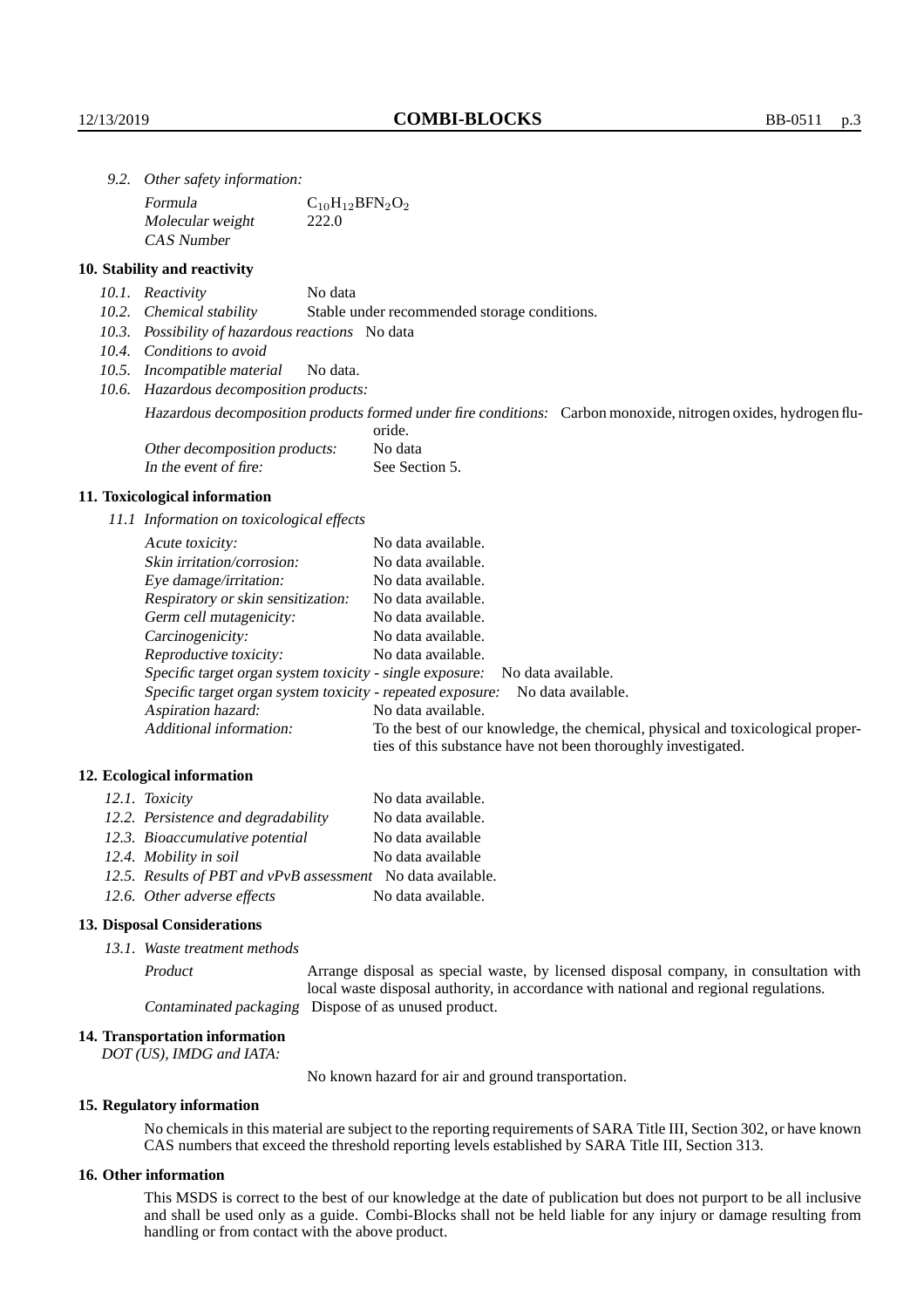*9.2. Other safety information:*

| | |
|---|---|
| *Formula* | $C_{10}H_{12}BFN_2O_2$ |
| *Molecular weight* | 222.0 |
| *CAS Number* | |

## 10. Stability and reactivity

*10.1. Reactivity* No data

*10.2. Chemical stability* Stable under recommended storage conditions.

*10.3. Possibility of hazardous reactions* No data

*10.4. Conditions to avoid*

*10.5. Incompatible material* No data.

*10.6. Hazardous decomposition products:*

*Hazardous decomposition products formed under fire conditions:* Carbon monoxide, nitrogen oxides, hydrogen fluoride.

| | |
|---|---|
| *Other decomposition products:* | No data |
| *In the event of fire:* | See Section 5. |

## 11. Toxicological information

*11.1 Information on toxicological effects*

| | |
|---|---|
| *Acute toxicity:* | No data available. |
| *Skin irritation/corrosion:* | No data available. |
| *Eye damage/irritation:* | No data available. |
| *Respiratory or skin sensitization:* | No data available. |
| *Germ cell mutagenicity:* | No data available. |
| *Carcinogenicity:* | No data available. |
| *Reproductive toxicity:* | No data available. |
| *Specific target organ system toxicity - single exposure:* | No data available. |
| *Specific target organ system toxicity - repeated exposure:* | No data available. |
| *Aspiration hazard:* | No data available. |
| *Additional information:* | To the best of our knowledge, the chemical, physical and toxicological properties of this substance have not been thoroughly investigated. |

## 12. Ecological information

| | |
|---|---|
| *12.1. Toxicity* | No data available. |
| *12.2. Persistence and degradability* | No data available. |
| *12.3. Bioaccumulative potential* | No data available |
| *12.4. Mobility in soil* | No data available |
| *12.5. Results of PBT and vPvB assessment* | No data available. |
| *12.6. Other adverse effects* | No data available. |

## 13. Disposal Considerations

*13.1. Waste treatment methods*

| | |
|---|---|
| *Product* | Arrange disposal as special waste, by licensed disposal company, in consultation with local waste disposal authority, in accordance with national and regional regulations. |
| *Contaminated packaging* | Dispose of as unused product. |

## 14. Transportation information

*DOT (US), IMDG and IATA:*

No known hazard for air and ground transportation.

## 15. Regulatory information

No chemicals in this material are subject to the reporting requirements of SARA Title III, Section 302, or have known CAS numbers that exceed the threshold reporting levels established by SARA Title III, Section 313.

## 16. Other information

This MSDS is correct to the best of our knowledge at the date of publication but does not purport to be all inclusive and shall be used only as a guide. Combi-Blocks shall not be held liable for any injury or damage resulting from handling or from contact with the above product.